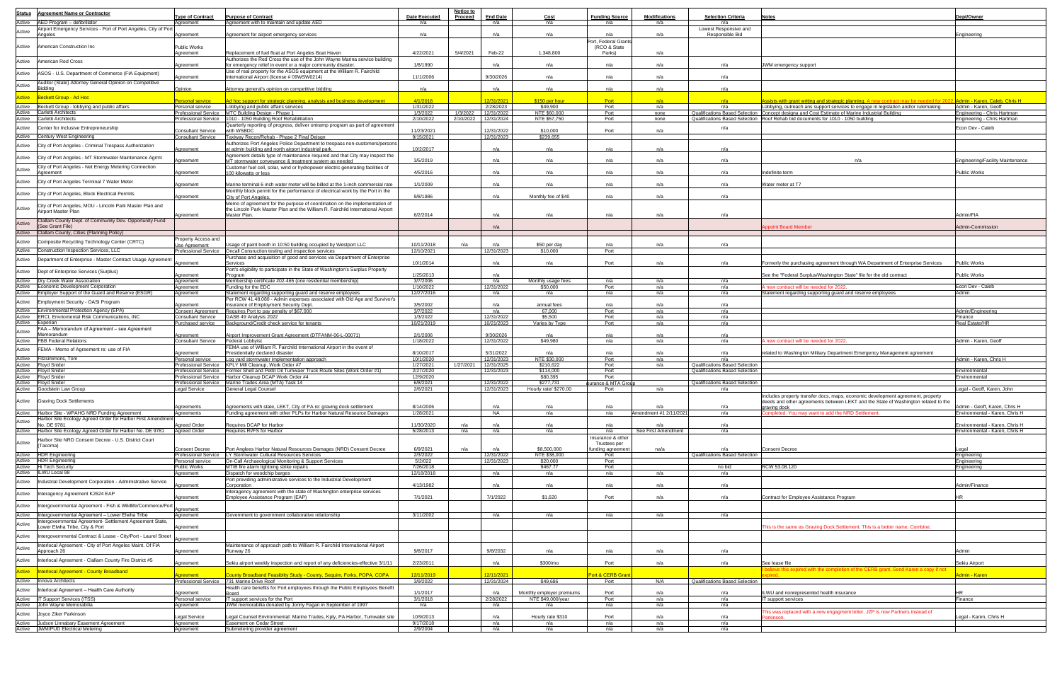| Status | Agreement Name or Contractor | Type of Contract | Purpose of Contract | Date Executed | Notice to Proceed | End Date | Cost | Funding Source | Modifications | Selection Criteria | Notes | Dept/Owner |
|---|---|---|---|---|---|---|---|---|---|---|---|---|
| Active | AED Program – defibrillator | Agreement | Agreement with to maintain and update AED | n/a | | n/a | n/a | n/a | n/a | n/a | | |
| Active | Airport Emergency Services - Port of Port Angeles, City of Port Angeles | Agreement | Agreement for airport emergency services | n/a | | n/a | n/a | n/a | n/a | Lowest Responsive and Responsible Bid | | Engineering |
| Active | American Construction Inc | Public Works Agreement | Replacement of fuel float at Port Angeles Boat Haven | 4/22/2021 | 5/4/2021 | Feb-22 | 1,348,800 | Port, Federal Grants (RCO & State Parks) | n/a | | | |
| Active | American Red Cross | Agreement | Authorizes the Red Cross the use of the John Wayne Marina service building for emergency relief in event or a major community disaster. | 1/8/1990 | | n/a | n/a | n/a | n/a | n/a | JWM emergency support | |
| Active | ASOS - U.S. Department of Commerce (FIA Equipment) | Agreement | Use of real property for the ASOS equipment at the William R. Fairchild International Airport (license # 09WSW0214) | 11/1/2006 | | 9/30/2026 | n/a | n/a | n/a | n/a | | |
| Active | Auditor (State) Attorney General Opinion on Competitive Bidding | Opinion | Attorney general's opinion on competitive bidding | n/a | | n/a | n/a | n/a | n/a | n/a | | |
| Active | Beckett Group - Ad Hoc | Personal service | Ad hoc support for strategic planning, analysis and business development | 4/1/2018 | | 12/31/2021 | $150 per hour | Port | n/a | n/a | Assists with grant writing and strategic planning. A new contract may be needed for 2022. | Admin - Karen, Caleb, Chris H |
| Active | Beckett Group - lobbying and public affairs | Personal service | Lobbying and public affairs services | 1/31/2022 | | 2/28/2023 | $49,900 | Port | n/a | n/a | Lobbying, outreach ans support services to engage in legislation and/or rulemaking | Admin - Karen, Geoff |
| Active | Carletti Architects | Professional Service | MTC Building Design - Phase 1 | 1/3/2022 | 1/3/2022 | 12/31/2022 | NTE $60,000 | Port | none | Qualifications Based Selection | Concept designa and Cost Estimate of Marine Industrial Building | Engineering - Chris Hartman |
| Active | Carletti Architects | Professional Service | 1010 - 1050 Building Roof Rehabilitation | 2/10/2022 | 2/10/2022 | 12/31/2024 | NTE $57,750 | Port | none | Qualifications Based Selection | Roof Rehab bid documents for 1010 - 1050 building | Engineering - Chris Hartman |
| Active | Center for Inclusive Entrepreneurship | Consultant Service | Quarterly reporting of progress, deliver ontramp program as part of agreement with WSBDC | 11/23/2021 | | 12/31/2022 | $10,000 | Port | n/a | n/a | | Econ Dev - Caleb |
| Active | Century West Engineering | Consultant Service | Taxiway Recon/Rehab - Phase 2 Final Deisgn | 9/15/2021 | | 12/31/2023 | $239,655 | | | | | |
| Active | City of Port Angeles - Criminal Trespass Authorization | Agreement | Authorizes Port Angeles Police Department to trespass non-customers/persons at admin building and north airport industrial park. | 10/2/2017 | | n/a | n/a | n/a | n/a | n/a | | |
| Active | City of Port Angeles - MT Stormwater Maintenance Agrmt | Agreement | Agreement details type of maintenance required and that City may inspect the MT stormwater conveyance & treatment system as needed | 3/5/2019 | | n/a | n/a | n/a | n/a | n/a | n/a | Engineering/Facility Maintenance |
| Active | City of Port Angeles - Net Energy Metering Connection Agreement | Agreement | Customer fuel cell, solar, wind or hydropower electric generating facilities of 100 kilowatts or less | 4/5/2016 | | n/a | n/a | n/a | n/a | n/a | Indefinite term | Public Works |
| Active | City of Port Angeles Terminal 7 Water Meter | Agreement | Marine terminal 6 inch water meter will be billed at the 1-inch commercial rate | 1/1/2009 | | n/a | n/a | n/a | n/a | n/a | Water meter at T7 | |
| Active | City of Port Angeles, Block Electrical Permits | Agreement | Monthly block permit for the performance of electrical work by the Port in the City of Port Angeles. | 9/8/1986 | | n/a | Monthly fee of $40 | n/a | n/a | n/a | | |
| Active | City of Port Angeles, MOU - Lincoln Park Master Plan and Airport Master Plan | Agreement | Memo of agreement for the purpose of coordination on the implementation of the Lincoln Park Master Plan and the William R. Fairchild International Airport Master Plan. | 6/2/2014 | | n/a | n/a | n/a | n/a | n/a | | Admin/FIA |
| Active | Clallam County Dept. of Community Dev. Opportunity Fund (See Grant File) | | | | | n/a | | | | | Appoint Board Member | Admin-Commission |
| Active | Clallam County, Cities (Planning Policy) | | | | | | | | | | | |
| Active | Composite Recycling Technology Center (CRTC) | Property Access and Use Agreement | Usage of paint booth in 10:50 building occupied by Westport LLC | 10/11/2018 | n/a | n/a | $50 per day | n/a | n/a | n/a | | |
| Active | Construction Inspection Services, LLC | Professional Service | Oncall Cosnruction testing and inspection services | 12/10/2021 | | 12/31/2023 | $10,000 | Port | | | | |
| Active | Department of Enterprise - Master Contract Usage Agreement | Agreement | Purchase and acquisition of good and services via Department of Enterprise Services | 10/1/2014 | | n/a | n/a | Port | n/a | n/a | Formerly the purchasing agreement through WA Department of Enterprise Services | Public Works |
| Active | Dept of Enterprise Services (Surplus) | Agreement | Port's eligibility to participate in the State of Washington's Surplus Property Program | 1/25/2013 | | n/a | | | | | See the "Federal Surplus/Washington State" file for the old contract | Public Works |
| Active | Dry Creek Water Association | Agreement | Membership certificate #02-465 (one residential membership) | 3/7/2006 | | n/a | Monthly usage fees | n/a | n/a | n/a | | |
| Active | Economic Development Corporation | Agreement | Funding for the EDC | 1/1/2022 | | 12/31/2022 | $50,000 | Port | n/a | n/a | A new contract will be needed for 2022. | Econ Dev - Caleb |
| Active | Employer Support of the Guard and Reserve (ESGR) | Agreement | Statement regarding supporting guard and reserve employees | 12/27/2016 | | n/a | n/a | n/a | n/a | n/a | Statement regarding supporting guard and reserve employees | Admin |
| Active | Employment Security - OASI Program | Agreement | Per RCW 41.48.080 - Admin expenses associated with Old Age and Survivor's Insurance of Employment Security Dept. | 3/5/2002 | | n/a | annual fees | n/a | n/a | n/a | | |
| Active | Environmental Protection Agency (EPA) | Consent Agreement | Requires Port to pay penalty of $67,000 | 3/7/2022 | | n/a | 67,000 | Port | n/a | n/a | | Admin/Engineering |
| Active | EROI, Enviromental Risk Communications, INC | Consultant Service | GASB 49 Analysis 2022 | 1/3/2022 | | 12/31/2022 | $5,500 | Port | n/a | n/a | | Finance |
| Active | Experian | Purchased service | Background/Credit check service for tenants | 10/21/2019 | | 10/21/2023 | Varies by Type | Port | n/a | n/a | | Real Estate/HR |
| Active | FAA – Memorandum of Agreement – see Agreement Memorandum | Agreement | Airport Improvement Grant Agreement (DTFANM-06-L-00071) | 2/1/2006 | | 9/30/2026 | n/a | n/a | n/a | n/a | | |
| Active | FBB Federal Relations | Consultant Service | Federal Lobbyist | 1/18/2022 | | 12/31/2022 | $49,980 | n/a | n/a | n/a | A new contract will be needed for 2022. | Admin - Karen, Geoff |
| Active | FEMA - Memo of Agreement re: use of FIA | Agreement | FEMA use of William R. Fairchild International Airport in the event of Presidentially declared disaster | 8/10/2017 | | 5/31/2022 | n/a | n/a | n/a | n/a | related to Washington Military Department Emergency Management agreement | |
| Active | Fitzsimmons, Tom | Personal service | Log yard stormwater implementation approach | 10/1/2020 | | 12/31/2023 | NTE $30,000 | Port | n/a | n/a | | Admin - Karen, Chris H |
| Active | Floyd Snider | Professional Service | KPLY Mill Cleanup, Work Order #7 | 1/27/2021 | 1/27/2021 | 12/31/2025 | $210,622 | Port | n/a | Qualifications Based Selection | | |
| Active | Floyd Snider | Professional Service | Former Shell and Pettit Oil Tumwaer Truck Route Sites (Work Order #1) | 2/27/2020 | | 12/31/2023 | $114,000 | Port | | Qualifications Based Selection | | Environmental |
| Active | Floyd Snider | Professional Service | Harbor Cleanup DCAP Work Order #4 | 12/9/2020 | | | $80,395 | Port | | | | Environmental |
| Active | Floyd Snider | Professional Service | Marine Trades Area (MTA) Task 14 | 6/8/2021 | | 12/31/2022 | $277,731 | surance & MTA Group | | Qualifications Based Selection | | |
| Active | Goodstein Law Group | Legal Service | General Legal Counsel | 2/6/2021 | | 12/31/2023 | Hourly rate/ $270.00 | Port | n/a | n/a | | Legal - Geoff, Karen, John |
| Active | Graving Dock Settlements | Agreements | Agreements with state, LEKT, City of PA re: graving dock settlement | 8/14/2006 | | n/a | n/a | n/a | n/a | n/a | Includes property transfer docs, maps, economic development agreement, property deeds and other agreements between LEKT and the State of Washington related to the graving dock | Admin - Geoff, Karen, Chris H |
| Active | Harbor Site - WPAHG NRD Funding Agreement | Agreements | Funding agreement with other PLPs for Harbor Natural Resource Damages | 1/28/2021 | | NA | n/a | n/a | Amendment #1 2/11/2021 | n/a | Completed. You may want to add the NRD Settlement. | Environmental - Karen, Chris H |
| Active | Harbor Site Ecology Agreed Order for Harbor First Amendment No. DE 9781 | Agreed Order | Requires DCAP for Harbor | 11/30/2020 | n/a | n/a | n/a | n/a | n/a | n/a | | Environmental - Karen, Chris H |
| Active | Harbor Site Ecology Agreed Order for Harbor No. DE 9781 | Agreed Order | Requires RI/FS for Harbor | 5/28/2013 | n/a | n/a | n/a | n/a | See First Amendment | n/a | | Environmental - Karen, Chris H |
| Active | Harbor Site NRD Consent Decree - U.S. District Court (Tacoma) | Consent Decree | Port Angles Harbor Natural Resources Damages (NRD) Consent Decree | 6/9/2021 | n/a | n/a | $8,500,000 | Insurance & other Trustees per funding agreement | na/a | n/a | Consent Decree | Legal |
| Active | HDR Engineering | Professional Service | LY Stormwater Cultural Resources Services | 2/3/2022 | | 12/31/2022 | NTE $38,000 | Port | | Qualifications Based Selection | | Engineering |
| Active | HDR Engineering | Personal service | On-Call Archaeological Monitoring & Support Services | 5/2/2022 | | 12/31/2023 | $20,000 | Port | | | | Engineering |
| Active | Hi Tech Security | Public Works | MTIB fire alarm lightning strike repairs | 7/26/2018 | | | 9467.77 | Port | | no bid | RCW 53.08.120 | Engineering |
| Active | ILWU Local 98 | Agreement | Dispatch for woodchip barges | 12/18/2018 | | n/a | n/a | n/a | n/a | n/a | | |
| Active | Industrial Development Corporation - Administrative Service | Agreement | Port providing administrative services to the Industrial Development Corporation | 4/13/1982 | | n/a | n/a | n/a | n/a | n/a | | Admin/Finance |
| Active | Interagency Agreement K2624 EAP | Agreement | Interagency agreement with the state of Washington enterprise services Employee Assistance Program (EAP) | 7/1/2021 | | 7/1/2022 | $1,620 | Port | n/a | n/a | Contract for Employee Assistance Program | HR |
| Active | Intergovernmental Agreement - Fish & Wildlife/Commerce/Port | Agreement | | | | | | | | | | |
| Active | Intergovernmental Agreement – Lower Elwha Tribe | Agreement | Government to government collaborative relationship | 3/11/2002 | | n/a | n/a | n/a | n/a | n/a | | |
| Active | Intergovernmental Agreement- Settlement Agreement State, Lower Elwha Tribe, City & Port | Agreement | | | | | | | | | This is the same as Graving Dock Settlement. This is a better name. Combine. | |
| Active | Intergovernmental Contract & Lease - City/Port - Laurel Street | Agreement | | | | | | | | | | |
| Active | Interlocal Agreement - City of Port Angeles Maint. Of FIA Approach 26 | Agreement | Maintenance of approach path to William R. Fairchild International Airport Runway 26 | 9/8/2017 | | 9/8/2032 | n/a | n/a | n/a | n/a | | Admin |
| Active | Interlocal Agreement - Clallam County Fire District #5 | Agreement | Sekiu airport weekly inspection and report of any deficiencies-effective 3/1/11 | 2/23/2011 | | n/a | $300/mo | Port | n/a | n/a | See lease file | Sekiu Airport |
| Active | Interlocal Agreement - County Broadband | Agreement | County Broadband Feasibility Study - County, Sequim, Forks, POPA, COPA | 12/11/2019 | | 12/11/2021 | | Port & CERB Grant | | | I believe this expired with the completion of the CERB grant. Send Karen a copy if not expired. | Admin - Karen |
| Active | Innova Architects | Professional Service | T3L Marine Drive Roof | 3/9/2022 | | 12/31/2024 | $49,686 | Port | N/A | Qualifications Based Selection | | |
| Active | Interlocal Agreement – Health Care Authority | Agreement | Health care benefits for Port employees through the Public Employees Benefit Board | 1/1/2017 | | n/a | Monthly employer premiums | Port | n/a | n/a | ILWU and nonrepresented health insurance | HR |
| Active | IT Support Services (ITSS) | Personal service | IT support services for the Port | 3/1/2018 | | 2/28/2022 | NTE $49,000/year | Port | n/a | n/a | IT support services | Finance |
| Active | John Wayne Memorabilia | Agreement | JWM memorabilia donated by Jonny Fagan in September of 1997 | n/a | | n/a | n/a | n/a | n/a | n/a | | |
| Active | Joyce Ziker Parkinson | Legal Service | Legal Counsel Environmental: Marine Trades, Kply, PA Harbor, Tumwater site | 10/9/2013 | | n/a | Hourly rate $310 | Port | n/a | n/a | This was replaced with a new engagment letter. JZP is now Partners instead of Parkinson. | Legal - Karen, Chris H |
| Active | Judson Linnabary Easement Agreement | Agreement | Easement on Cedar Street | 9/17/2018 | | n/a | n/a | n/a | n/a | n/a | | |
| Active | JWM/PUD Electrical Metering | Agreement | Submetering provider agreement | 2/9/2004 | | n/a | n/a | n/a | n/a | n/a | | |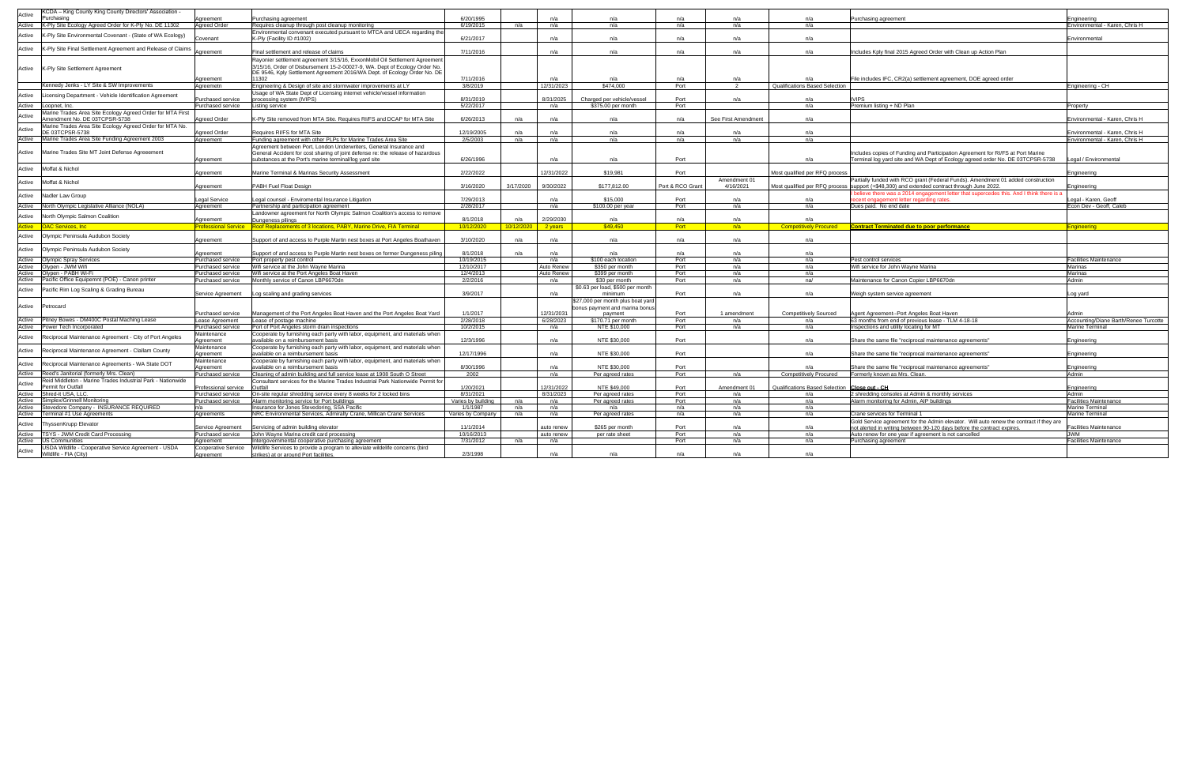| Active | KCDA – King County King County Directors' Association - Purchasing | Agreement | Purchasing agreement | 6/20/1995 | | n/a | n/a | n/a | n/a | n/a | Purchasing agreement | Engineering |
|---|---|---|---|---|---|---|---|---|---|---|---|---|
| Active | K-Ply Site Ecology Agreed Order for K-Ply No. DE 11302 | Agreed Order | Requires cleanup through post cleanup monitoring | 6/19/2015 | n/a | n/a | n/a | n/a | n/a | n/a | | Environmental - Karen, Chris H |
| Active | K-Ply Site Environmental Covenant - (State of WA Ecology) | Covenant | Environmental convenant executed pursuant to MTCA and UECA regarding the K-Ply (Facility ID #1002) | 6/21/2017 | | n/a | n/a | n/a | n/a | n/a | | Environmental |
| Active | K-Ply Site Final Settlement Agreement and Release of Claims | Agreement | Final settlement and release of claims | 7/11/2016 | | n/a | n/a | n/a | n/a | n/a | Includes Kply final 2015 Agreed Order with Clean up Action Plan | |
| Active | K-Ply Site Settlement Agreement | Agreement | Rayonier settlement agreement 3/15/16, ExxonMobil Oil Settlement Agreement 3/15/16, Order of Disbursement 15-2-00027-9, WA. Dept of Ecology Order No. DE 9546, Kply Settlement Agreement 2016/WA Dept. of Ecology Order No. DE 11302 | 7/11/2016 | | n/a | n/a | n/a | n/a | n/a | File includes IFC, CR2(a) settlement agreement, DOE agreed order | |
| | Kennedy Jenks - LY Site & SW Improvements | Agreement | Engineering & Design of site and stormwater improvements at LY | 3/8/2019 | | 12/31/2023 | $474,000 | Port | 2 | Qualifications Based Selection | | Engineering - CH |
| Active | Licensing Department - Vehicle Identification Agreement | Purchased service | Usage of WA State Dept of Licensing internet vehicle/vessel information processing system (IVIPS) | 8/31/2019 | | 8/31/2025 | Charged per vehicle/vessel | Port | n/a | n/a | IVIPS | |
| Active | Loopnet, Inc. | Purchased service | Listing service | 5/22/2017 | | n/a | $375.00 per month | Port | | n/a | Premium listing + ND Plan | Property |
| Active | Marine Trades Area Site Ecology Agreed Order for MTA First Amendment No. DE 03TCPSR-5738 | Agreed Order | K-Ply Site removed from MTA Site. Requires RI/FS and DCAP for MTA Site | 6/26/2013 | n/a | n/a | n/a | n/a | See First Amendment | n/a | | Environmental - Karen, Chris H |
| Active | Marine Trades Area Site Ecology Agreed Order for MTA No. DE 03TCPSR-5738 | Agreed Order | Requires RI/FS for MTA Site | 12/19/2005 | n/a | n/a | n/a | n/a | n/a | n/a | | Environmental - Karen, Chris H |
| Active | Marine Trades Area Site Funding Agreement 2003 | Agreement | Funding agreement with other PLPs for Marine Trades Area Site | 2/5/2003 | n/a | n/a | n/a | n/a | n/a | n/a | | Environmental - Karen, Chris H |
| Active | Marine Trades Site MT Joint Defense Agreeement | Agreement | Agreement between Port, London Underwriters, General Insurance and General Accident for cost sharing of joint defense re: the release of hazardous substances at the Port's marine terminal/log yard site | 6/26/1996 | | n/a | n/a | Port | | n/a | Includes copies of Funding and Participation Agreement for RI/FS at Port Marine Terminal log yard site and WA Dept of Ecology agreed order No. DE 03TCPSR-5738 | Legal / Environmental |
| Active | Moffat & Nichol | Agreement | Marine Terminal & Marinas Security Assessment | 2/22/2022 | | 12/31/2022 | $19,981 | Port | | Most qualified per RFQ process | | Engineering |
| Active | Moffat & Nichol | Agreement | PABH Fuel Float Design | 3/16/2020 | 3/17/2020 | 9/30/2022 | $177,812.00 | Port & RCO Grant | Amendment 01 4/16/2021 | Most qualified per RFQ process | Partially funded with RCO grant (Federal Funds). Amendment 01 added construction support (+$48,300) and extended contract through June 2022. | Engineering |
| Active | Nadler Law Group | Legal Service | Legal counsel - Environmental Insurance Litigation | 7/29/2013 | | n/a | $15,000 | Port | n/a | n/a | I believe there was a 2014 engagement letter that supercedes this. And I think there is a recent engagement letter regarding rates. | Legal - Karen, Geoff |
| Active | North Olympic Legislative Alliance (NOLA) | Agreement | Partnership and participation agreement | 2/28/2017 | | n/a | $100.00 per year | Port | n/a | n/a | Dues paid. No end date | Econ Dev - Geoff, Caleb |
| Active | North Olympic Salmon Coalition | Agreement | Landowner agreement for North Olympic Salmon Coalition's access to remove Dungeness pilings | 8/1/2018 | n/a | 2/29/2030 | n/a | n/a | n/a | n/a | | |
| Active | OAC Services, Inc | Professional Service | Roof Replacements of 3 locations, PABY, Marine Drive, FIA Terminal | 10/12/2020 | 10/12/2020 | 2 years | $49,450 | Port | n/a | Competitively Procured | **Contract Terminated due to poor performance** | Engineering |
| Active | Olympic Peninsula Audubon Society | Agreement | Support of and access to Purple Martin nest boxes at Port Angeles Boathaven | 3/10/2020 | n/a | n/a | n/a | n/a | n/a | n/a | | |
| Active | Olympic Peninsula Audubon Society | Agreement | Support of and access to Purple Martin nest boxes on former Dungeness piling | 8/1/2018 | n/a | n/a | n/a | n/a | n/a | n/a | | |
| Active | Olympic Spray Services | Purchased service | Port property pest control | 10/19/2015 | | n/a | $100 each location | Port | n/a | n/a | Pest control services | Facilities Maintenance |
| Active | Olypen - JWM Wifi | Purchased service | Wifi service at the John Wayne Marina | 12/10/2017 | | Auto Renew | $350 per month | Port | n/a | n/a | Wifi service for John Wayne Marina | Marinas |
| Active | Olypen - PABH Wi-Fi | Purchased service | Wifi service at the Port Angeles Boat Haven | 12/4/2013 | | Auto Renew | $399 per month | Port | n/a | n/a | | Marinas |
| Active | Pacific Office Equipemnt (POE) - Canon printer | Purchased service | Monthly service of Canon LBP6670dn | 2/2/2016 | | n/a | $30 per month | Port | n/a | na/ | Maintenance for Canon Copier LBP6670dn | Admin |
| Active | Pacific Rim Log Scaling & Grading Bureau | Service Agreement | Log scaling and grading services | 3/9/2017 | | n/a | $0.63 per load, $500 per month minimum | Port | n/a | n/a | Weigh system service agreement | Log yard |
| Active | Petrocard | Purchased service | Management of the Port Angeles Boat Haven and the Port Angeles Boat Yard | 1/1/2017 | | 12/31/2031 | $27,000 per month plus boat yard bonus payment and marina bonus payment | Port | 1 amendment | Competitively Sourced | Agent Agreement--Port Angeles Boat Haven | Admin |
| Active | Pitney Bowes - DM400C Postal Maching Lease | Lease Agreement | Lease of postage machine | 2/28/2018 | | 6/28/2023 | $170.71 per month | Port | n/a | n/a | 63 months from end of previous lease - TLM 4-18-18 | Accounting/Diane Barth/Renee Turcotte |
| Active | Power Tech Incorporated | Purchased service | Port of Port Angeles storm drain inspections | 10/2/2015 | | n/a | NTE $10,000 | Port | n/a | n/a | Inspections and utility locating for MT | Marine Terminal |
| Active | Reciprocal Maintenance Agreement - City of Port Angeles | Maintenance Agreement | Cooperate by furnishing each party with labor, equipment, and materials when available on a reimbursement basis | 12/3/1996 | | n/a | NTE $30,000 | Port | | n/a | Share the same file "reciprocal maintenance agreements" | Engineering |
| Active | Reciprocal Maintenance Agreement - Clallam County | Maintenance Agreement | Cooperate by furnishing each party with labor, equipment, and materials when available on a reimbursement basis | 12/17/1996 | | n/a | NTE $30,000 | Port | | n/a | Share the same file "reciprocal maintenance agreements" | Engineering |
| Active | Reciprocal Maintenance Agreements - WA State DOT | Maintenance Agreement | Cooperate by furnishing each party with labor, equipment, and materials when available on a reimbursement basis | 8/30/1996 | | n/a | NTE $30,000 | Port | | n/a | Share the same file "reciprocal maintenance agreements" | Engineering |
| Active | Reed's Janitorial (formerly Mrs. Clean) | Purchased service | Cleaning of admin building and full service lease at 1908 South O Street | 2002 | | n/a | Per agreed rates | Port | n/a | Competitively Procured | Formerly known as Mrs. Clean. | Admin |
| Active | Reid Middleton - Marine Trades Industrial Park - Nationwide Permit for Outfall | Professional service | Consultant services for the Marine Trades Industrial Park Nationwide Permit for Outfall | 1/20/2021 | | 12/31/2022 | NTE $49,000 | Port | Amendment 01 | Qualifications Based Selection | Close out - CH | Engineering |
| Active | Shred-it USA, LLC. | Purchased service | On-site regular shredding service every 8 weeks for 2 locked bins | 8/31/2021 | | 8/31/2023 | Per agreed rates | Port | n/a | n/a | 2 shredding consoles at Admin & monthly services | Admin |
| Active | Simplex/Grinnell Monitoring | Purchased service | Alarm monitoring service for Port buildings | Varies by building | n/a | n/a | Per agreed rates | Port | n/a | n/a | Alarm monitoring for Admin, AIP buildings | Facilities Maintenance |
| Active | Stevedore Company - INSURANCE REQUIRED | n/a | Insurance for Jones Stevedoring, SSA Pacific | 1/1/1987 | n/a | n/a | n/a | n/a | n/a | n/a | | Marine Terminal |
| Active | Terminal #1 Use Agreements | Agreements | NRC Environmental Services, Admiralty Crane, Millican Crane Services | Varies by Company | n/a | n/a | Per agreed rates | n/a | n/a | n/a | Crane services for Terminal 1 | Marine Terminal |
| Active | ThyssenKrupp Elevator | Service Agreement | Servicing of admin building elevator | 11/1/2014 | | auto renew | $265 per month | Port | n/a | n/a | Gold Service agreement for the Admin elevator. Will auto renew the contract if they are not alerted in writing between 90-120 days before the contract expires. | Facilities Maintenance |
| Active | TSYS - JWM Credit Card Processing | Purchased service | John Wayne Marina credit card processing | 10/16/2013 | | auto renew | per rate sheet | Port | n/a | n/a | Auto renew for one year if agreement is not cancelled | JWM |
| Active | US Communities | Agreement | Intergovernmental cooperative purchasing agreement | 7/31/2012 | n/a | n/a | | Port | n/a | n/a | Purchasing agreement | Facilities Maintenance |
| Active | USDA Wildlife - Cooperative Service Agreement - USDA Wildlife - FIA (City) | Cooperative Service Agreement | Wildlife Services to provide a program to alleviate wildlife concerns (bird strikes) at or around Port facilities. | 2/3/1998 | | n/a | n/a | n/a | n/a | n/a | | |